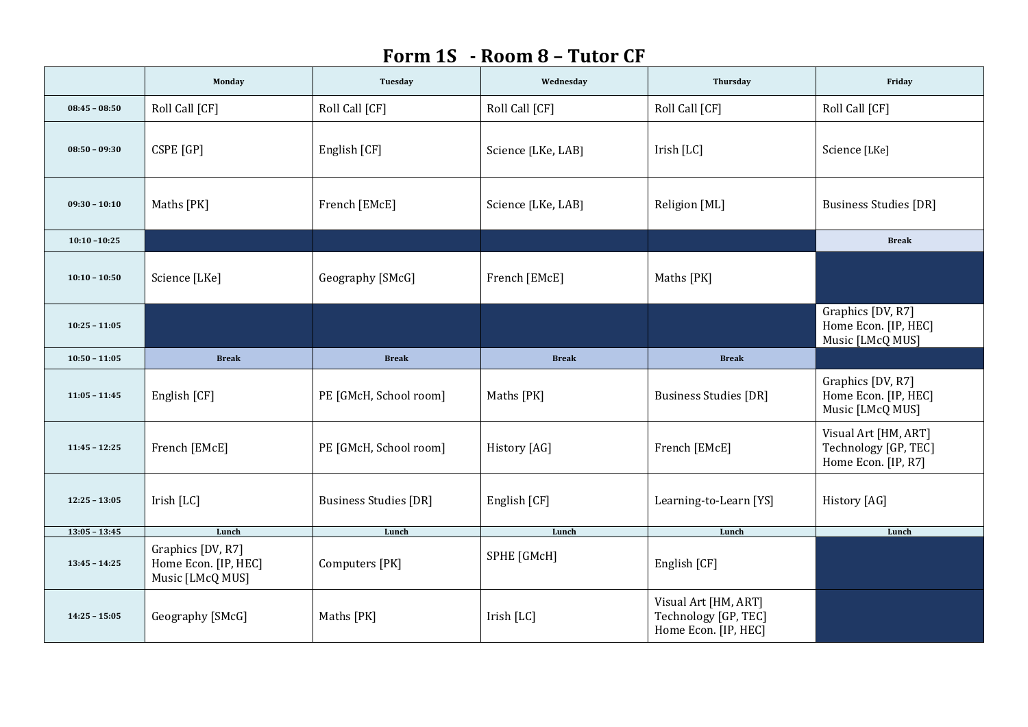# Form 1S - Room 8 – Tutor CF

| | Monday | Tuesday | Wednesday | Thursday | Friday |
|---|---|---|---|---|---|
| 08:45 – 08:50 | Roll Call [CF] | Roll Call [CF] | Roll Call [CF] | Roll Call [CF] | Roll Call [CF] |
| 08:50 – 09:30 | CSPE [GP] | English [CF] | Science [LKe, LAB] | Irish [LC] | Science [LKe] |
| 09:30 – 10:10 | Maths [PK] | French [EMcE] | Science [LKe, LAB] | Religion [ML] | Business Studies [DR] |
| 10:10 –10:25 | | | | | Break |
| 10:10 – 10:50 | Science [LKe] | Geography [SMcG] | French [EMcE] | Maths [PK] | |
| 10:25 – 11:05 | | | | | Graphics [DV, R7]<br>Home Econ. [IP, HEC]<br>Music [LMcQ MUS] |
| 10:50 – 11:05 | Break | Break | Break | Break | |
| 11:05 – 11:45 | English [CF] | PE [GMcH, School room] | Maths [PK] | Business Studies [DR] | Graphics [DV, R7]<br>Home Econ. [IP, HEC]<br>Music [LMcQ MUS] |
| 11:45 – 12:25 | French [EMcE] | PE [GMcH, School room] | History [AG] | French [EMcE] | Visual Art [HM, ART]<br>Technology [GP, TEC]<br>Home Econ. [IP, R7] |
| 12:25 – 13:05 | Irish [LC] | Business Studies [DR] | English [CF] | Learning-to-Learn [YS] | History [AG] |
| 13:05 – 13:45 | Lunch | Lunch | Lunch | Lunch | Lunch |
| 13:45 – 14:25 | Graphics [DV, R7]<br>Home Econ. [IP, HEC]<br>Music [LMcQ MUS] | Computers [PK] | SPHE [GMcH] | English [CF] | |
| 14:25 – 15:05 | Geography [SMcG] | Maths [PK] | Irish [LC] | Visual Art [HM, ART]<br>Technology [GP, TEC]<br>Home Econ. [IP, HEC] | |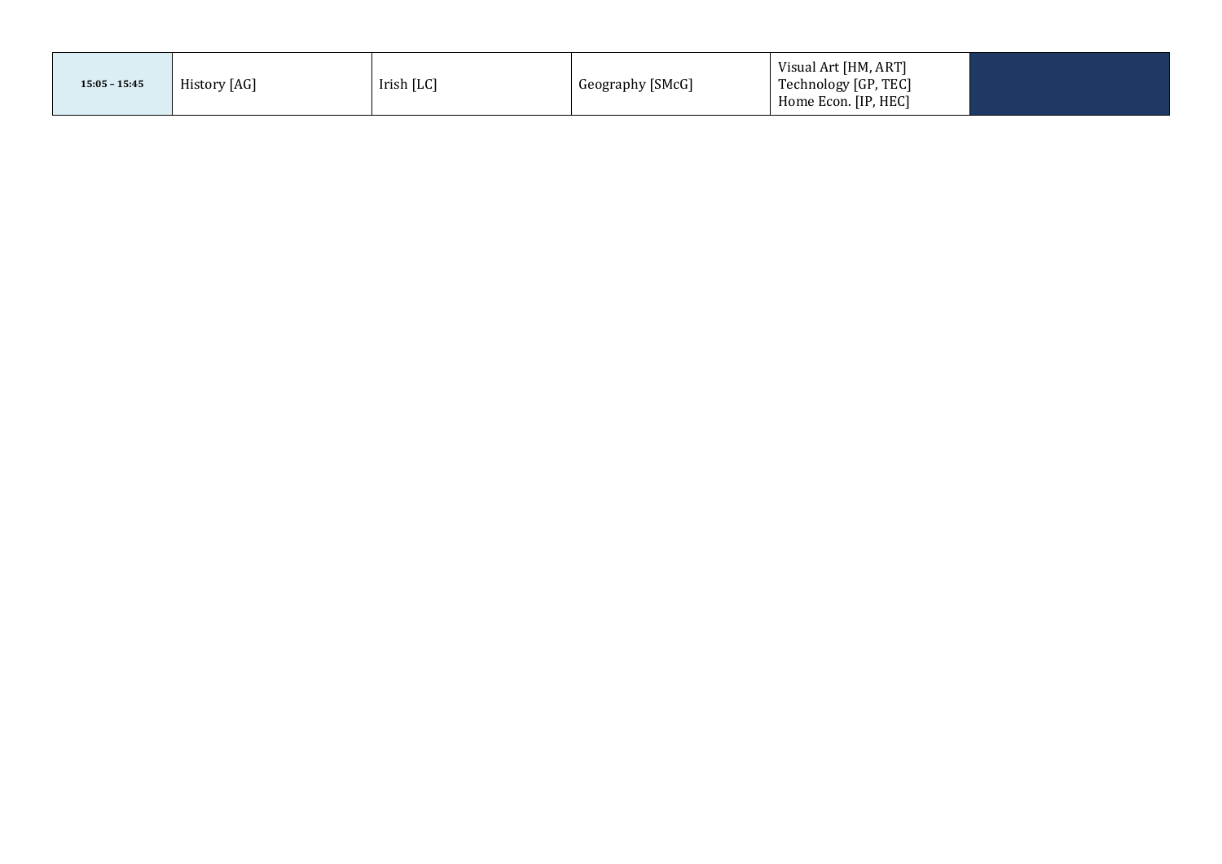| | | | | | |
|---|---|---|---|---|---|
| **15:05 – 15:45** | History [AG] | Irish [LC] | Geography [SMcG] | Visual Art [HM, ART]<br>Technology [GP, TEC]<br>Home Econ. [IP, HEC] | |